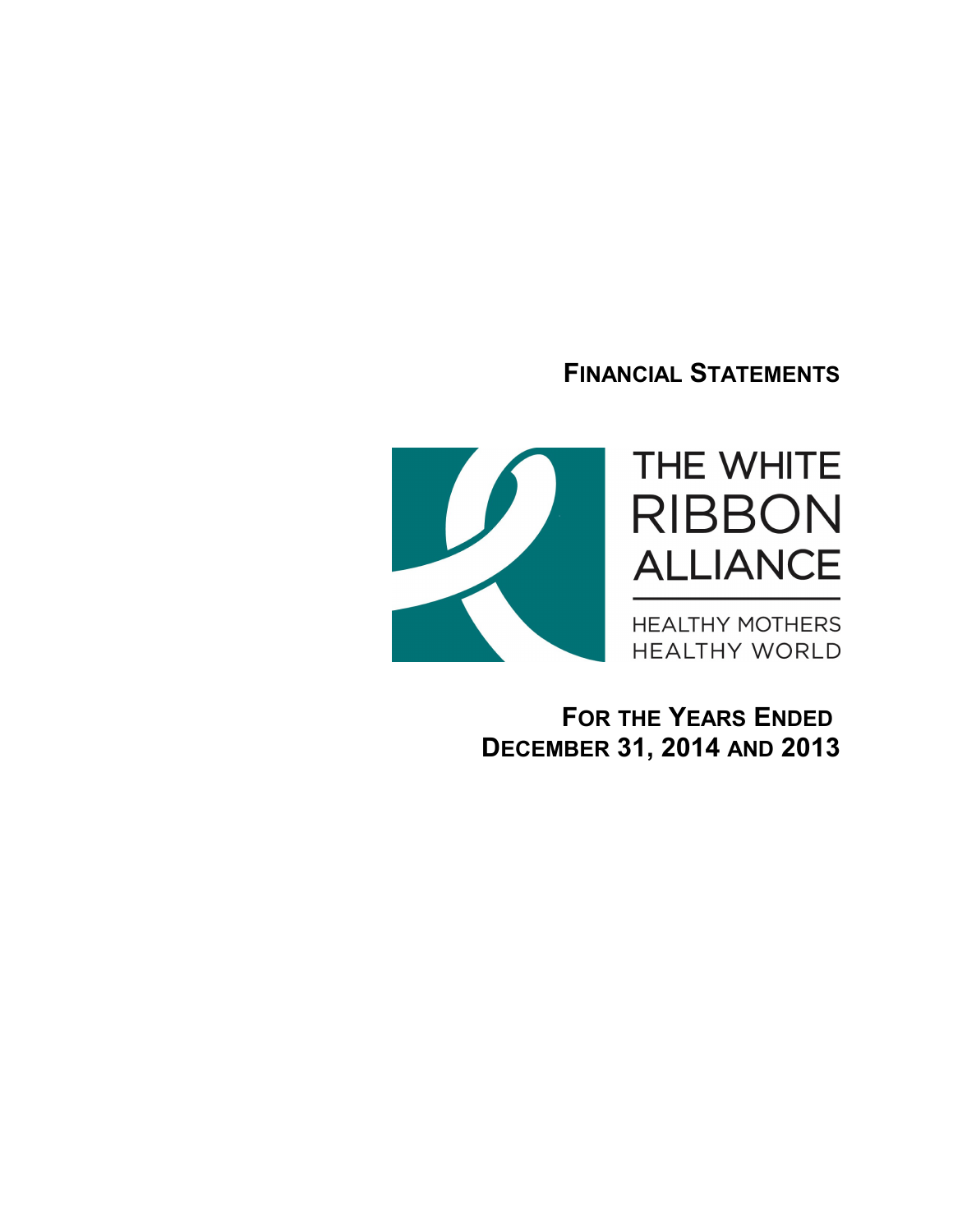# FINANCIAL STATEMENTS

THE WHITE RIBBON ALLIANCE

HEALTHY MOTHERS HEALTHY WORLD

## FOR THE YEARS ENDED DECEMBER 31, 2014 AND 2013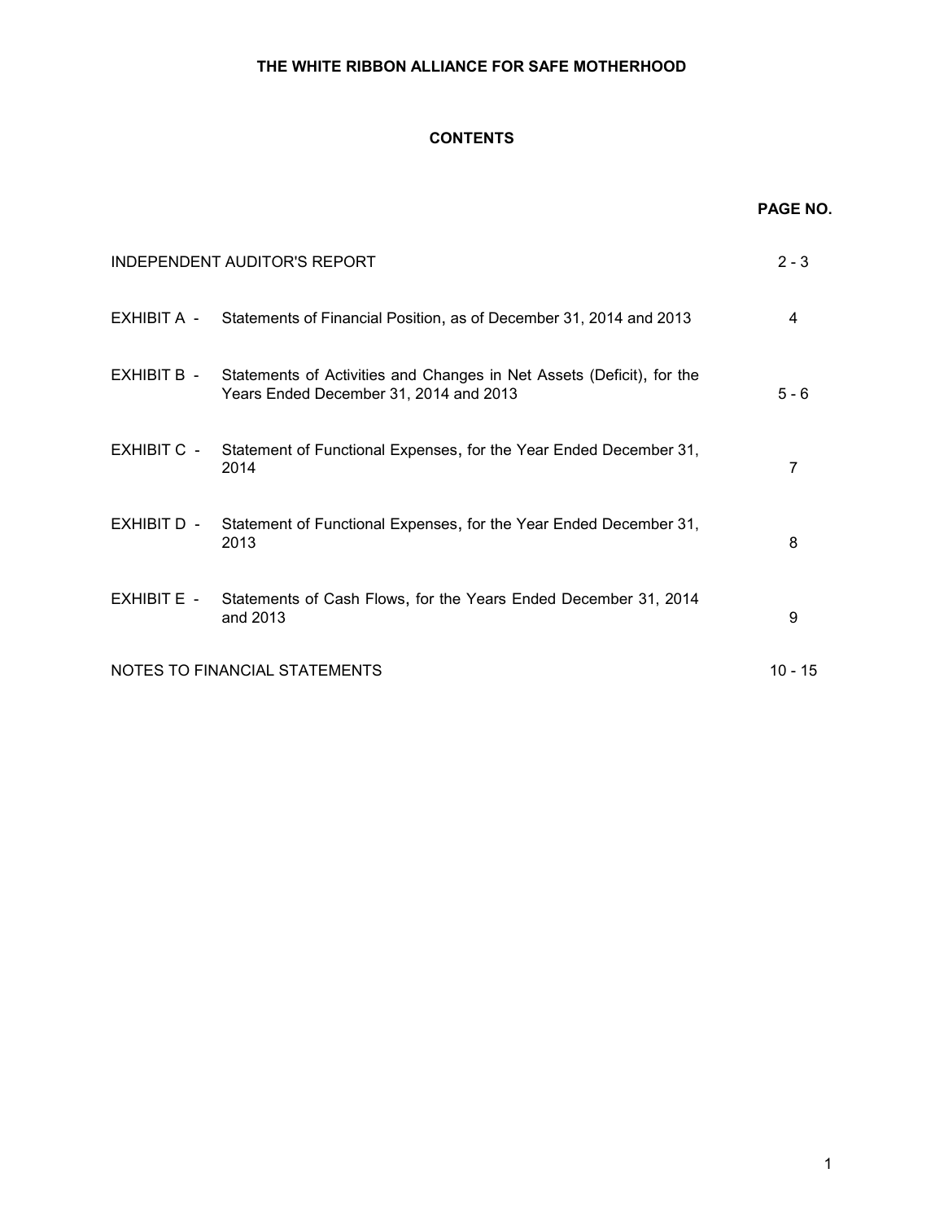# THE WHITE RIBBON ALLIANCE FOR SAFE MOTHERHOOD

## CONTENTS

| | | PAGE NO. |
|---|---|---|
| INDEPENDENT AUDITOR'S REPORT | | 2 - 3 |
| EXHIBIT A - | Statements of Financial Position, as of December 31, 2014 and 2013 | 4 |
| EXHIBIT B - | Statements of Activities and Changes in Net Assets (Deficit), for the Years Ended December 31, 2014 and 2013 | 5 - 6 |
| EXHIBIT C - | Statement of Functional Expenses, for the Year Ended December 31, 2014 | 7 |
| EXHIBIT D - | Statement of Functional Expenses, for the Year Ended December 31, 2013 | 8 |
| EXHIBIT E - | Statements of Cash Flows, for the Years Ended December 31, 2014 and 2013 | 9 |
| NOTES TO FINANCIAL STATEMENTS | | 10 - 15 |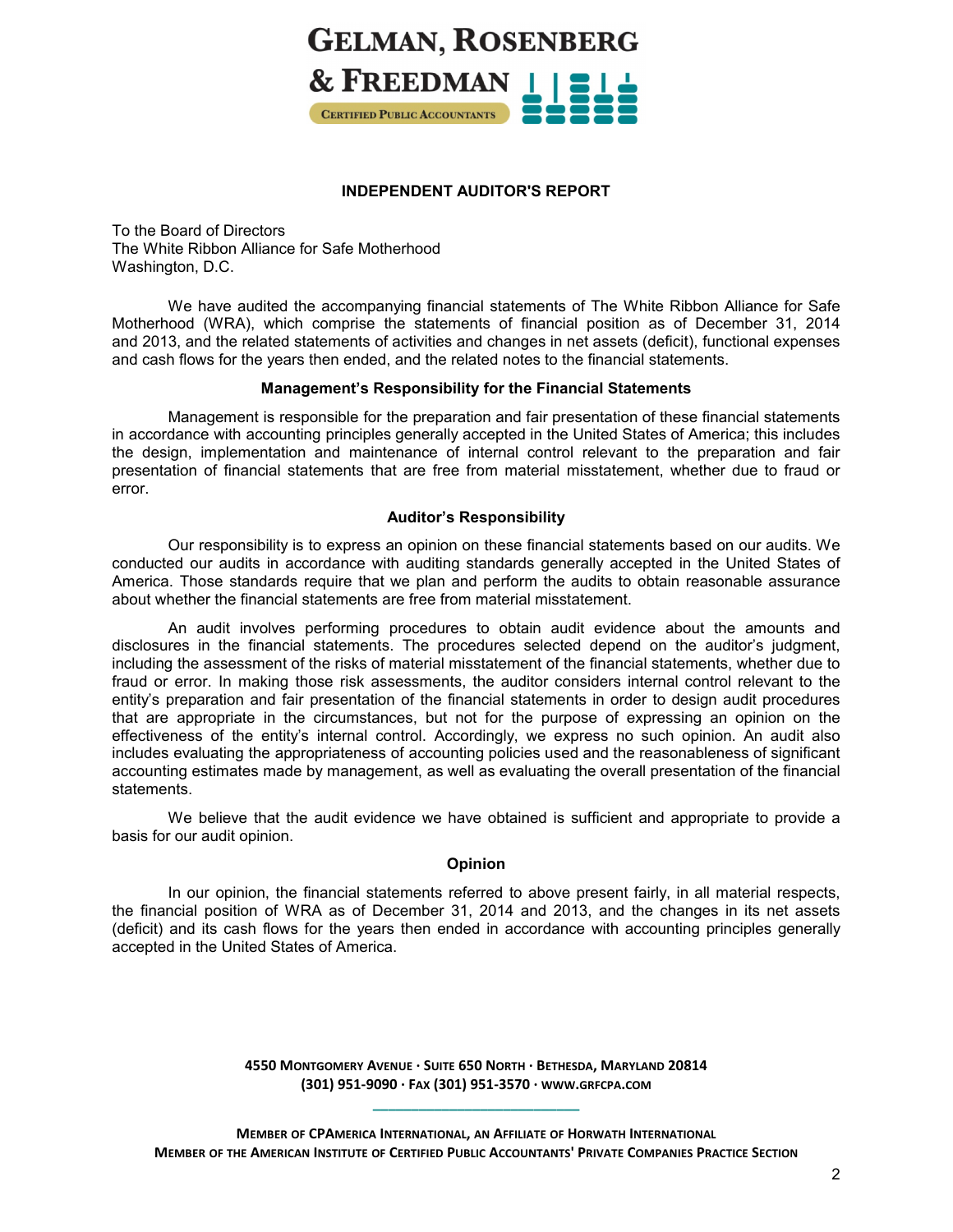# GELMAN, ROSENBERG & FREEDMAN

CERTIFIED PUBLIC ACCOUNTANTS

## INDEPENDENT AUDITOR'S REPORT

To the Board of Directors
The White Ribbon Alliance for Safe Motherhood
Washington, D.C.

We have audited the accompanying financial statements of The White Ribbon Alliance for Safe Motherhood (WRA), which comprise the statements of financial position as of December 31, 2014 and 2013, and the related statements of activities and changes in net assets (deficit), functional expenses and cash flows for the years then ended, and the related notes to the financial statements.

### Management's Responsibility for the Financial Statements

Management is responsible for the preparation and fair presentation of these financial statements in accordance with accounting principles generally accepted in the United States of America; this includes the design, implementation and maintenance of internal control relevant to the preparation and fair presentation of financial statements that are free from material misstatement, whether due to fraud or error.

### Auditor's Responsibility

Our responsibility is to express an opinion on these financial statements based on our audits. We conducted our audits in accordance with auditing standards generally accepted in the United States of America. Those standards require that we plan and perform the audits to obtain reasonable assurance about whether the financial statements are free from material misstatement.

An audit involves performing procedures to obtain audit evidence about the amounts and disclosures in the financial statements. The procedures selected depend on the auditor's judgment, including the assessment of the risks of material misstatement of the financial statements, whether due to fraud or error. In making those risk assessments, the auditor considers internal control relevant to the entity's preparation and fair presentation of the financial statements in order to design audit procedures that are appropriate in the circumstances, but not for the purpose of expressing an opinion on the effectiveness of the entity's internal control. Accordingly, we express no such opinion. An audit also includes evaluating the appropriateness of accounting policies used and the reasonableness of significant accounting estimates made by management, as well as evaluating the overall presentation of the financial statements.

We believe that the audit evidence we have obtained is sufficient and appropriate to provide a basis for our audit opinion.

### Opinion

In our opinion, the financial statements referred to above present fairly, in all material respects, the financial position of WRA as of December 31, 2014 and 2013, and the changes in its net assets (deficit) and its cash flows for the years then ended in accordance with accounting principles generally accepted in the United States of America.

4550 MONTGOMERY AVENUE · SUITE 650 NORTH · BETHESDA, MARYLAND 20814
(301) 951-9090 · FAX (301) 951-3570 · WWW.GRFCPA.COM

MEMBER OF CPAMERICA INTERNATIONAL, AN AFFILIATE OF HORWATH INTERNATIONAL
MEMBER OF THE AMERICAN INSTITUTE OF CERTIFIED PUBLIC ACCOUNTANTS' PRIVATE COMPANIES PRACTICE SECTION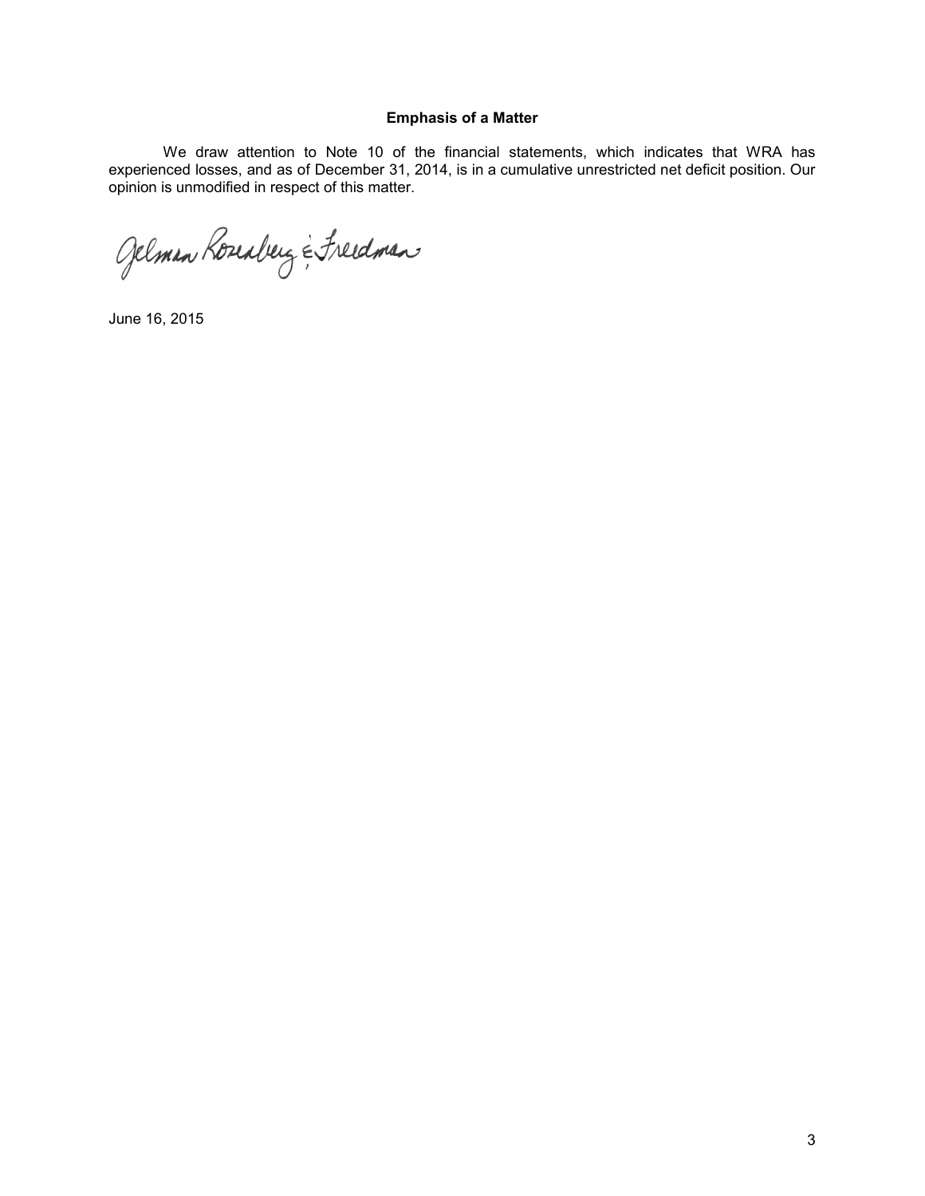**Emphasis of a Matter**

We draw attention to Note 10 of the financial statements, which indicates that WRA has experienced losses, and as of December 31, 2014, is in a cumulative unrestricted net deficit position. Our opinion is unmodified in respect of this matter.

Gelman Rosenberg & Freedman

June 16, 2015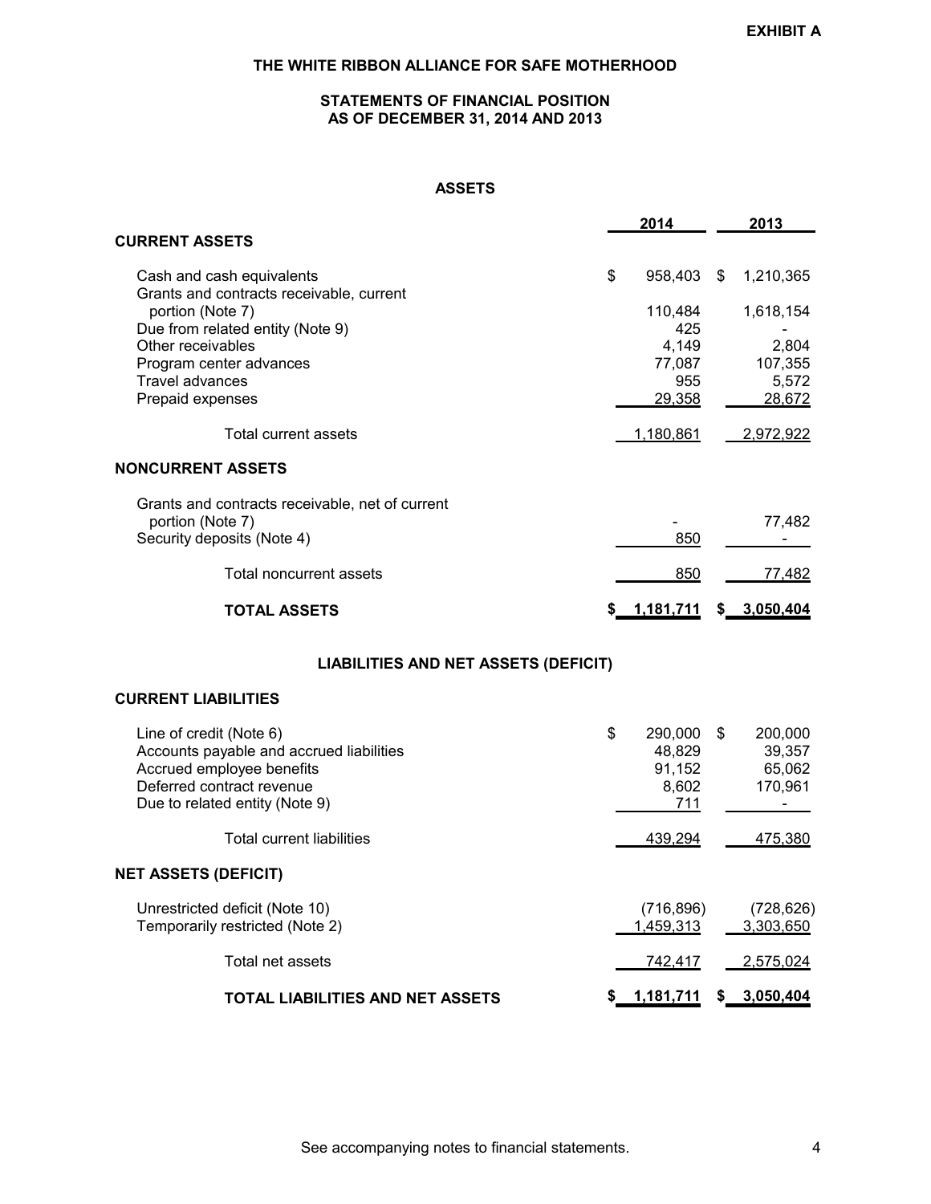**EXHIBIT A**

# THE WHITE RIBBON ALLIANCE FOR SAFE MOTHERHOOD

## STATEMENTS OF FINANCIAL POSITION
## AS OF DECEMBER 31, 2014 AND 2013

### ASSETS

| | 2014 | 2013 |
|---|---|---|
| **CURRENT ASSETS** | | |
| Cash and cash equivalents | $ 958,403 | $ 1,210,365 |
| Grants and contracts receivable, current portion (Note 7) | 110,484 | 1,618,154 |
| Due from related entity (Note 9) | 425 | - |
| Other receivables | 4,149 | 2,804 |
| Program center advances | 77,087 | 107,355 |
| Travel advances | 955 | 5,572 |
| Prepaid expenses | 29,358 | 28,672 |
| Total current assets | 1,180,861 | 2,972,922 |
| **NONCURRENT ASSETS** | | |
| Grants and contracts receivable, net of current portion (Note 7) | - | 77,482 |
| Security deposits (Note 4) | 850 | - |
| Total noncurrent assets | 850 | 77,482 |
| **TOTAL ASSETS** | **$ 1,181,711** | **$ 3,050,404** |

### LIABILITIES AND NET ASSETS (DEFICIT)

| | 2014 | 2013 |
|---|---|---|
| **CURRENT LIABILITIES** | | |
| Line of credit (Note 6) | $ 290,000 | $ 200,000 |
| Accounts payable and accrued liabilities | 48,829 | 39,357 |
| Accrued employee benefits | 91,152 | 65,062 |
| Deferred contract revenue | 8,602 | 170,961 |
| Due to related entity (Note 9) | 711 | - |
| Total current liabilities | 439,294 | 475,380 |
| **NET ASSETS (DEFICIT)** | | |
| Unrestricted deficit (Note 10) | (716,896) | (728,626) |
| Temporarily restricted (Note 2) | 1,459,313 | 3,303,650 |
| Total net assets | 742,417 | 2,575,024 |
| **TOTAL LIABILITIES AND NET ASSETS** | **$ 1,181,711** | **$ 3,050,404** |

See accompanying notes to financial statements.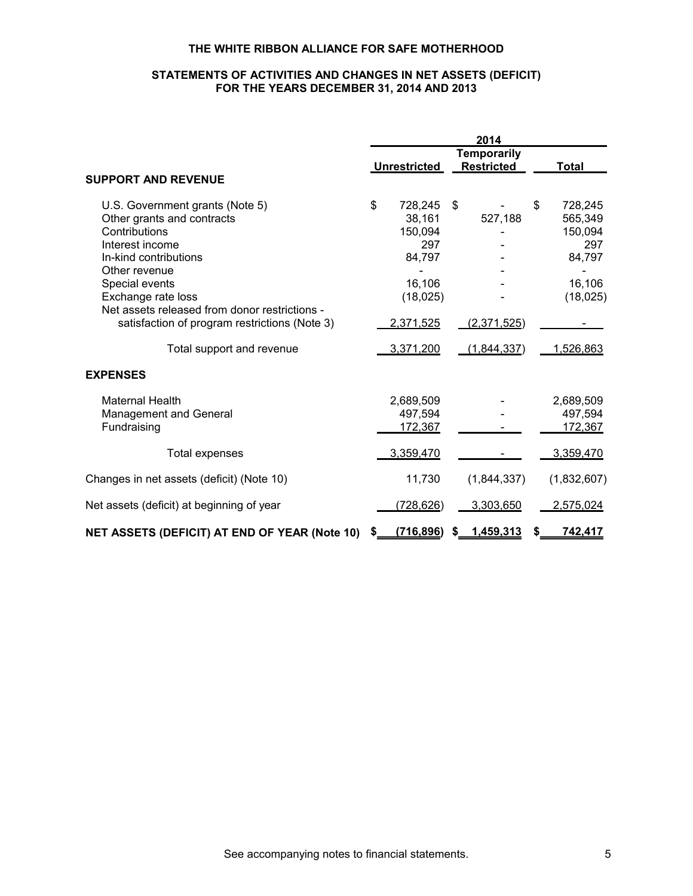# THE WHITE RIBBON ALLIANCE FOR SAFE MOTHERHOOD

## STATEMENTS OF ACTIVITIES AND CHANGES IN NET ASSETS (DEFICIT) FOR THE YEARS DECEMBER 31, 2014 AND 2013

| | 2014 | | |
|---|---|---|---|
| | Unrestricted | Temporarily Restricted | Total |
| **SUPPORT AND REVENUE** | | | |
| U.S. Government grants (Note 5) | $ 728,245 | $ - | $ 728,245 |
| Other grants and contracts | 38,161 | 527,188 | 565,349 |
| Contributions | 150,094 | - | 150,094 |
| Interest income | 297 | - | 297 |
| In-kind contributions | 84,797 | - | 84,797 |
| Other revenue | - | - | - |
| Special events | 16,106 | - | 16,106 |
| Exchange rate loss | (18,025) | - | (18,025) |
| Net assets released from donor restrictions - satisfaction of program restrictions (Note 3) | 2,371,525 | (2,371,525) | - |
| Total support and revenue | 3,371,200 | (1,844,337) | 1,526,863 |
| **EXPENSES** | | | |
| Maternal Health | 2,689,509 | - | 2,689,509 |
| Management and General | 497,594 | - | 497,594 |
| Fundraising | 172,367 | - | 172,367 |
| Total expenses | 3,359,470 | - | 3,359,470 |
| Changes in net assets (deficit) (Note 10) | 11,730 | (1,844,337) | (1,832,607) |
| Net assets (deficit) at beginning of year | (728,626) | 3,303,650 | 2,575,024 |
| **NET ASSETS (DEFICIT) AT END OF YEAR (Note 10)** | **$ (716,896)** | **$ 1,459,313** | **$ 742,417** |

See accompanying notes to financial statements.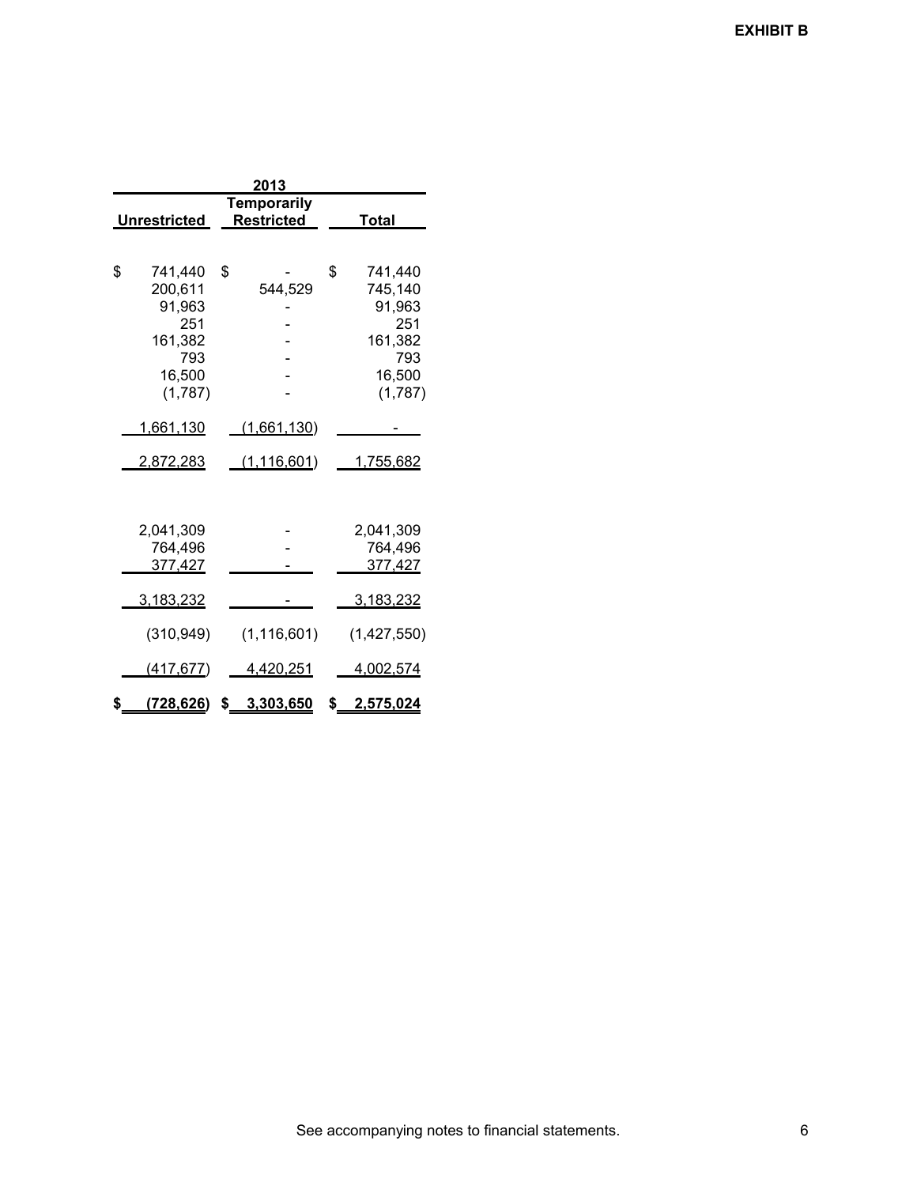**EXHIBIT B**

| 2013 | | |
|---|---|---|
| Unrestricted | Temporarily Restricted | Total |
| | | |
| $ 741,440 | $ - | $ 741,440 |
| 200,611 | 544,529 | 745,140 |
| 91,963 | - | 91,963 |
| 251 | - | 251 |
| 161,382 | - | 161,382 |
| 793 | - | 793 |
| 16,500 | - | 16,500 |
| (1,787) | - | (1,787) |
| 1,661,130 | (1,661,130) | - |
| 2,872,283 | (1,116,601) | 1,755,682 |
| | | |
| 2,041,309 | - | 2,041,309 |
| 764,496 | - | 764,496 |
| 377,427 | - | 377,427 |
| 3,183,232 | - | 3,183,232 |
| (310,949) | (1,116,601) | (1,427,550) |
| (417,677) | 4,420,251 | 4,002,574 |
| $ (728,626) | $ 3,303,650 | $ 2,575,024 |

See accompanying notes to financial statements.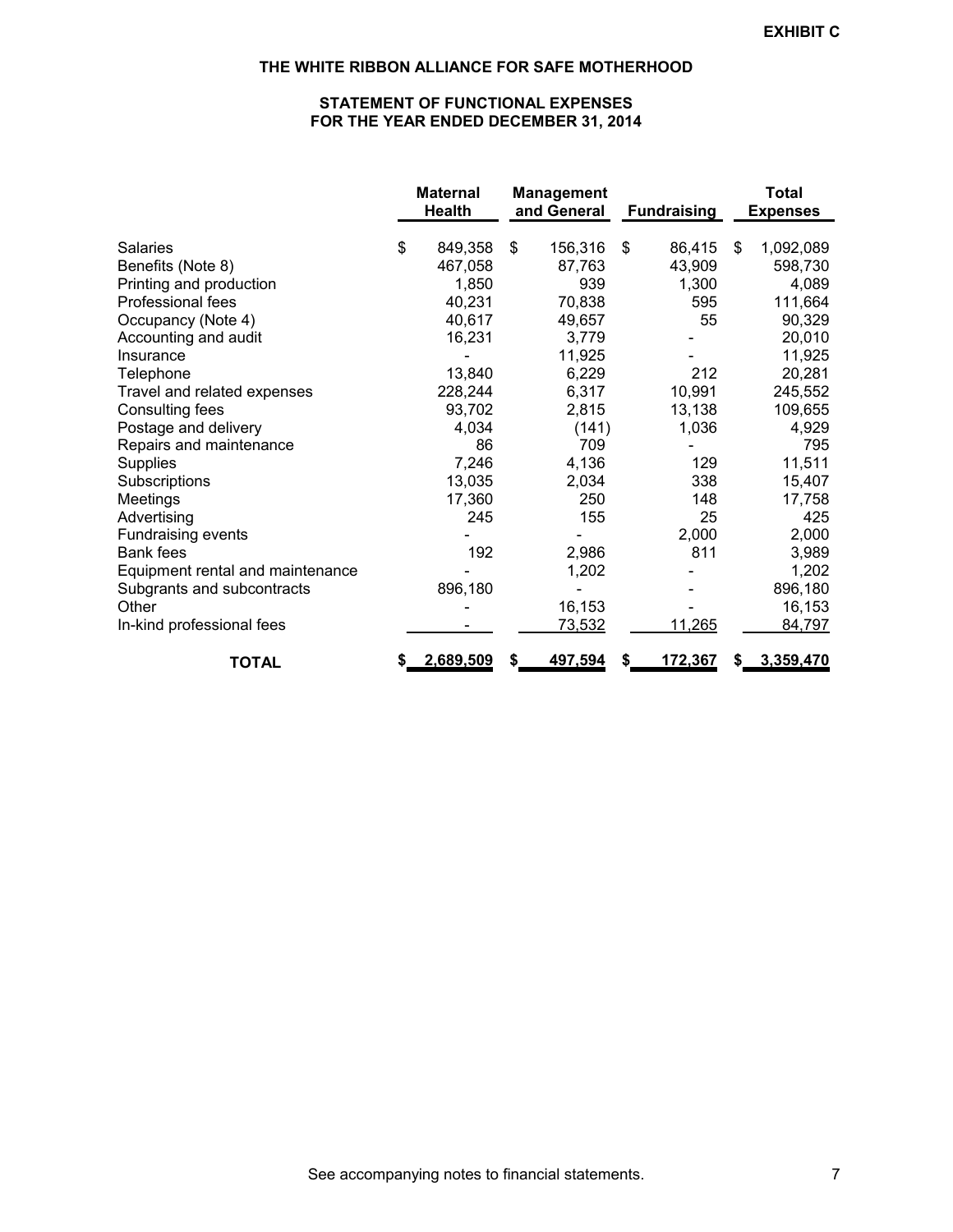**EXHIBIT C**

# THE WHITE RIBBON ALLIANCE FOR SAFE MOTHERHOOD

## STATEMENT OF FUNCTIONAL EXPENSES
## FOR THE YEAR ENDED DECEMBER 31, 2014

| | Maternal Health | Management and General | Fundraising | Total Expenses |
|---|---|---|---|---|
| Salaries | $ 849,358 | $ 156,316 | $ 86,415 | $ 1,092,089 |
| Benefits (Note 8) | 467,058 | 87,763 | 43,909 | 598,730 |
| Printing and production | 1,850 | 939 | 1,300 | 4,089 |
| Professional fees | 40,231 | 70,838 | 595 | 111,664 |
| Occupancy (Note 4) | 40,617 | 49,657 | 55 | 90,329 |
| Accounting and audit | 16,231 | 3,779 | - | 20,010 |
| Insurance | - | 11,925 | - | 11,925 |
| Telephone | 13,840 | 6,229 | 212 | 20,281 |
| Travel and related expenses | 228,244 | 6,317 | 10,991 | 245,552 |
| Consulting fees | 93,702 | 2,815 | 13,138 | 109,655 |
| Postage and delivery | 4,034 | (141) | 1,036 | 4,929 |
| Repairs and maintenance | 86 | 709 | - | 795 |
| Supplies | 7,246 | 4,136 | 129 | 11,511 |
| Subscriptions | 13,035 | 2,034 | 338 | 15,407 |
| Meetings | 17,360 | 250 | 148 | 17,758 |
| Advertising | 245 | 155 | 25 | 425 |
| Fundraising events | - | - | 2,000 | 2,000 |
| Bank fees | 192 | 2,986 | 811 | 3,989 |
| Equipment rental and maintenance | - | 1,202 | - | 1,202 |
| Subgrants and subcontracts | 896,180 | - | - | 896,180 |
| Other | - | 16,153 | - | 16,153 |
| In-kind professional fees | - | 73,532 | 11,265 | 84,797 |
| **TOTAL** | **$ 2,689,509** | **$ 497,594** | **$ 172,367** | **$ 3,359,470** |

See accompanying notes to financial statements.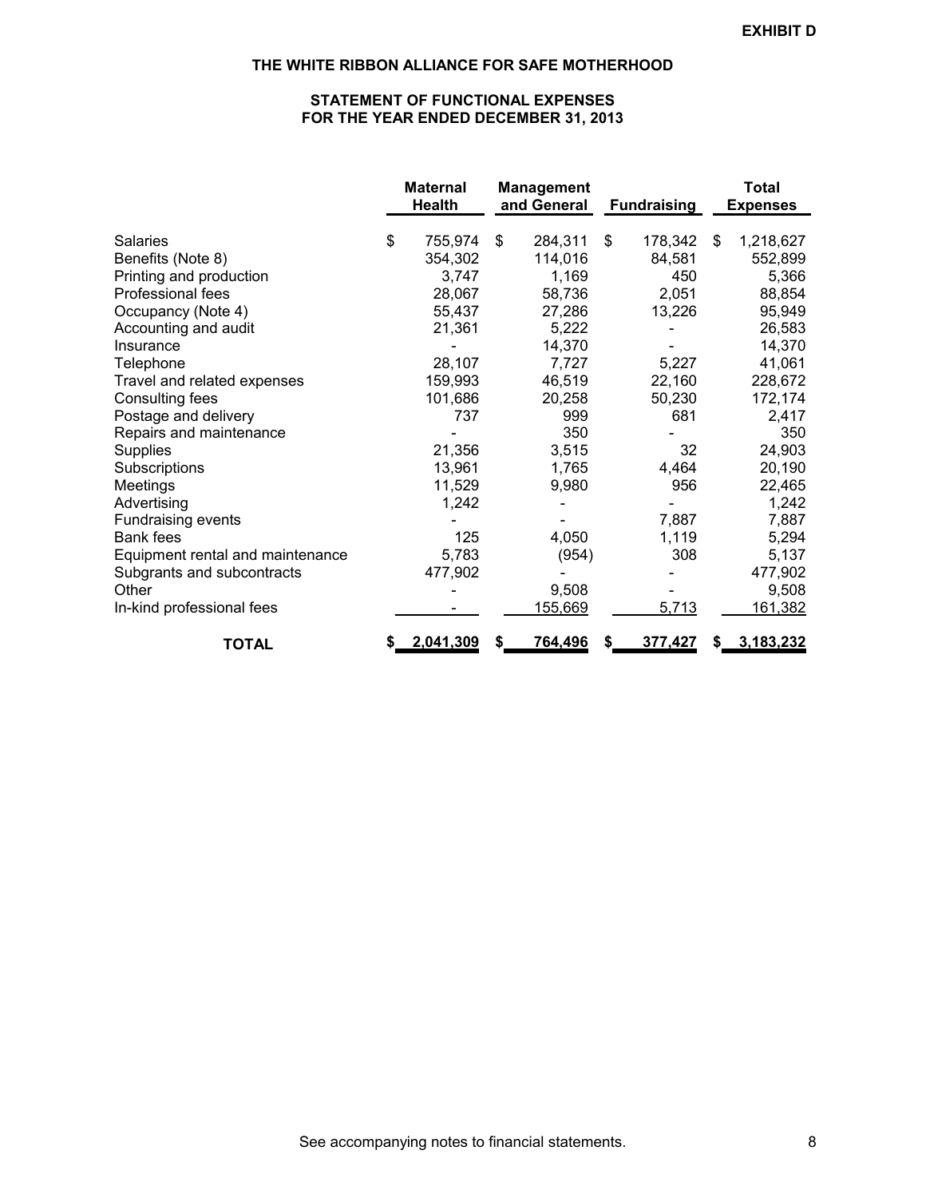**EXHIBIT D**

# THE WHITE RIBBON ALLIANCE FOR SAFE MOTHERHOOD

## STATEMENT OF FUNCTIONAL EXPENSES
## FOR THE YEAR ENDED DECEMBER 31, 2013

| | Maternal Health | Management and General | Fundraising | Total Expenses |
|---|---|---|---|---|
| Salaries | $ 755,974 | $ 284,311 | $ 178,342 | $ 1,218,627 |
| Benefits (Note 8) | 354,302 | 114,016 | 84,581 | 552,899 |
| Printing and production | 3,747 | 1,169 | 450 | 5,366 |
| Professional fees | 28,067 | 58,736 | 2,051 | 88,854 |
| Occupancy (Note 4) | 55,437 | 27,286 | 13,226 | 95,949 |
| Accounting and audit | 21,361 | 5,222 | - | 26,583 |
| Insurance | - | 14,370 | - | 14,370 |
| Telephone | 28,107 | 7,727 | 5,227 | 41,061 |
| Travel and related expenses | 159,993 | 46,519 | 22,160 | 228,672 |
| Consulting fees | 101,686 | 20,258 | 50,230 | 172,174 |
| Postage and delivery | 737 | 999 | 681 | 2,417 |
| Repairs and maintenance | - | 350 | - | 350 |
| Supplies | 21,356 | 3,515 | 32 | 24,903 |
| Subscriptions | 13,961 | 1,765 | 4,464 | 20,190 |
| Meetings | 11,529 | 9,980 | 956 | 22,465 |
| Advertising | 1,242 | - | - | 1,242 |
| Fundraising events | - | - | 7,887 | 7,887 |
| Bank fees | 125 | 4,050 | 1,119 | 5,294 |
| Equipment rental and maintenance | 5,783 | (954) | 308 | 5,137 |
| Subgrants and subcontracts | 477,902 | - | - | 477,902 |
| Other | - | 9,508 | - | 9,508 |
| In-kind professional fees | - | 155,669 | 5,713 | 161,382 |
| **TOTAL** | **$ 2,041,309** | **$ 764,496** | **$ 377,427** | **$ 3,183,232** |

See accompanying notes to financial statements.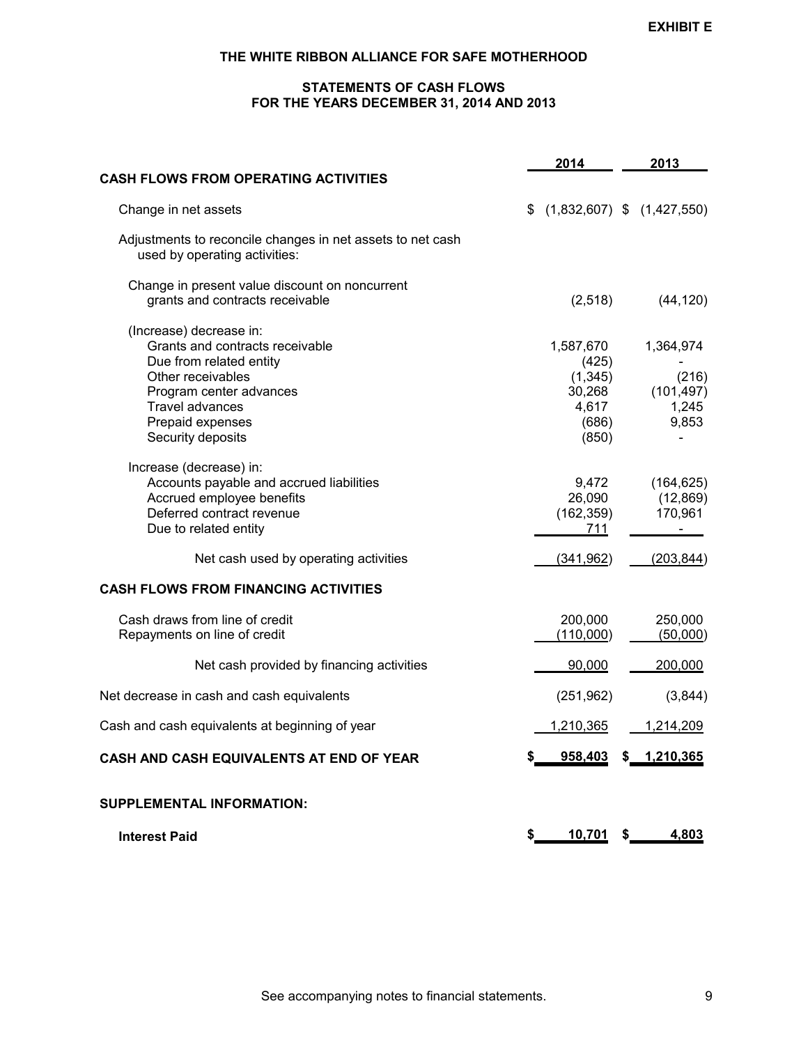**EXHIBIT E**

# THE WHITE RIBBON ALLIANCE FOR SAFE MOTHERHOOD

## STATEMENTS OF CASH FLOWS
## FOR THE YEARS DECEMBER 31, 2014 AND 2013

| | 2014 | 2013 |
|---|---|---|
| **CASH FLOWS FROM OPERATING ACTIVITIES** | | |
| Change in net assets | $ (1,832,607) | $ (1,427,550) |
| Adjustments to reconcile changes in net assets to net cash used by operating activities: | | |
| Change in present value discount on noncurrent grants and contracts receivable | (2,518) | (44,120) |
| (Increase) decrease in: | | |
| Grants and contracts receivable | 1,587,670 | 1,364,974 |
| Due from related entity | (425) | - |
| Other receivables | (1,345) | (216) |
| Program center advances | 30,268 | (101,497) |
| Travel advances | 4,617 | 1,245 |
| Prepaid expenses | (686) | 9,853 |
| Security deposits | (850) | - |
| Increase (decrease) in: | | |
| Accounts payable and accrued liabilities | 9,472 | (164,625) |
| Accrued employee benefits | 26,090 | (12,869) |
| Deferred contract revenue | (162,359) | 170,961 |
| Due to related entity | 711 | - |
| Net cash used by operating activities | (341,962) | (203,844) |
| **CASH FLOWS FROM FINANCING ACTIVITIES** | | |
| Cash draws from line of credit | 200,000 | 250,000 |
| Repayments on line of credit | (110,000) | (50,000) |
| Net cash provided by financing activities | 90,000 | 200,000 |
| Net decrease in cash and cash equivalents | (251,962) | (3,844) |
| Cash and cash equivalents at beginning of year | 1,210,365 | 1,214,209 |
| **CASH AND CASH EQUIVALENTS AT END OF YEAR** | **$ 958,403** | **$ 1,210,365** |
| **SUPPLEMENTAL INFORMATION:** | | |
| **Interest Paid** | **$ 10,701** | **$ 4,803** |

See accompanying notes to financial statements.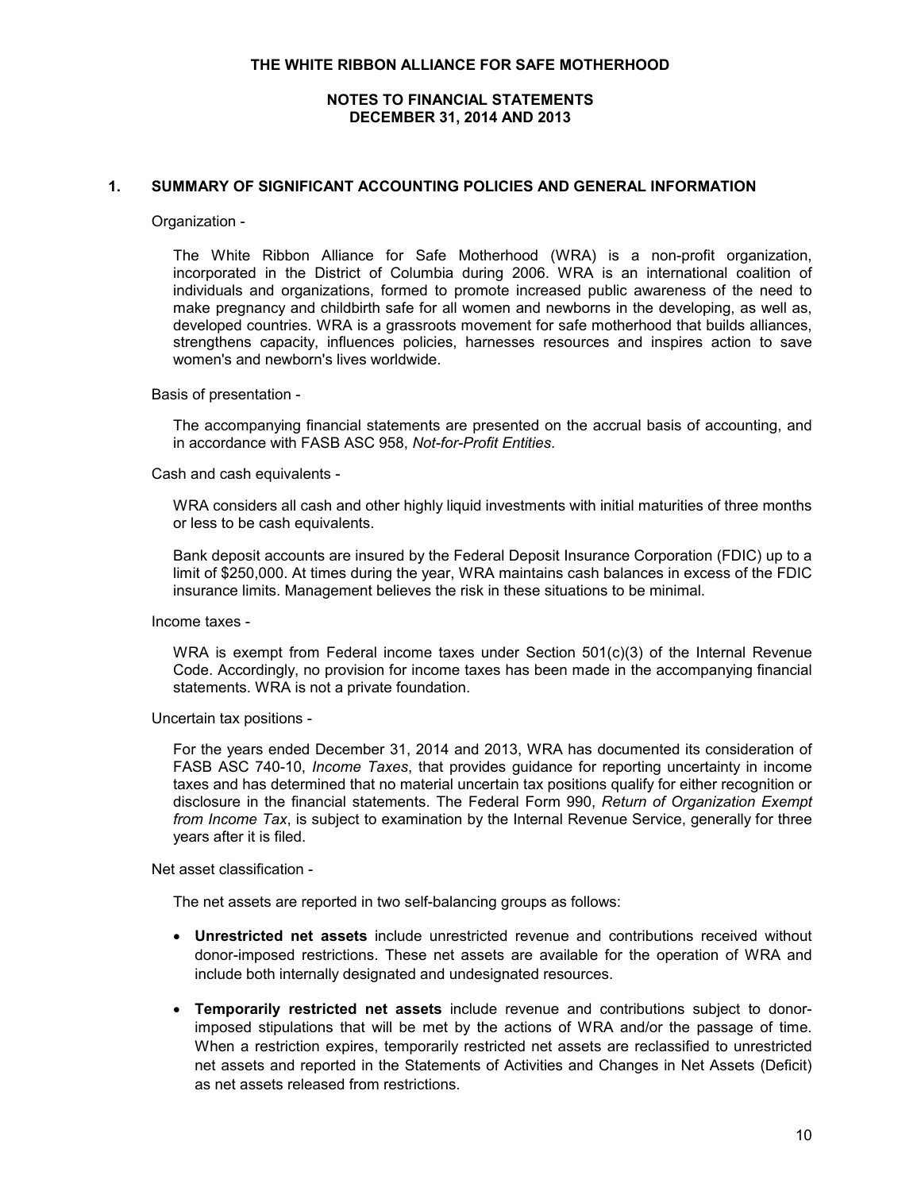# THE WHITE RIBBON ALLIANCE FOR SAFE MOTHERHOOD

## NOTES TO FINANCIAL STATEMENTS
## DECEMBER 31, 2014 AND 2013

### 1. SUMMARY OF SIGNIFICANT ACCOUNTING POLICIES AND GENERAL INFORMATION

Organization -

The White Ribbon Alliance for Safe Motherhood (WRA) is a non-profit organization, incorporated in the District of Columbia during 2006. WRA is an international coalition of individuals and organizations, formed to promote increased public awareness of the need to make pregnancy and childbirth safe for all women and newborns in the developing, as well as, developed countries. WRA is a grassroots movement for safe motherhood that builds alliances, strengthens capacity, influences policies, harnesses resources and inspires action to save women's and newborn's lives worldwide.

Basis of presentation -

The accompanying financial statements are presented on the accrual basis of accounting, and in accordance with FASB ASC 958, *Not-for-Profit Entities*.

Cash and cash equivalents -

WRA considers all cash and other highly liquid investments with initial maturities of three months or less to be cash equivalents.

Bank deposit accounts are insured by the Federal Deposit Insurance Corporation (FDIC) up to a limit of $250,000. At times during the year, WRA maintains cash balances in excess of the FDIC insurance limits. Management believes the risk in these situations to be minimal.

Income taxes -

WRA is exempt from Federal income taxes under Section 501(c)(3) of the Internal Revenue Code. Accordingly, no provision for income taxes has been made in the accompanying financial statements. WRA is not a private foundation.

Uncertain tax positions -

For the years ended December 31, 2014 and 2013, WRA has documented its consideration of FASB ASC 740-10, *Income Taxes*, that provides guidance for reporting uncertainty in income taxes and has determined that no material uncertain tax positions qualify for either recognition or disclosure in the financial statements. The Federal Form 990, *Return of Organization Exempt from Income Tax*, is subject to examination by the Internal Revenue Service, generally for three years after it is filed.

Net asset classification -

The net assets are reported in two self-balancing groups as follows:

- **Unrestricted net assets** include unrestricted revenue and contributions received without donor-imposed restrictions. These net assets are available for the operation of WRA and include both internally designated and undesignated resources.

- **Temporarily restricted net assets** include revenue and contributions subject to donor-imposed stipulations that will be met by the actions of WRA and/or the passage of time. When a restriction expires, temporarily restricted net assets are reclassified to unrestricted net assets and reported in the Statements of Activities and Changes in Net Assets (Deficit) as net assets released from restrictions.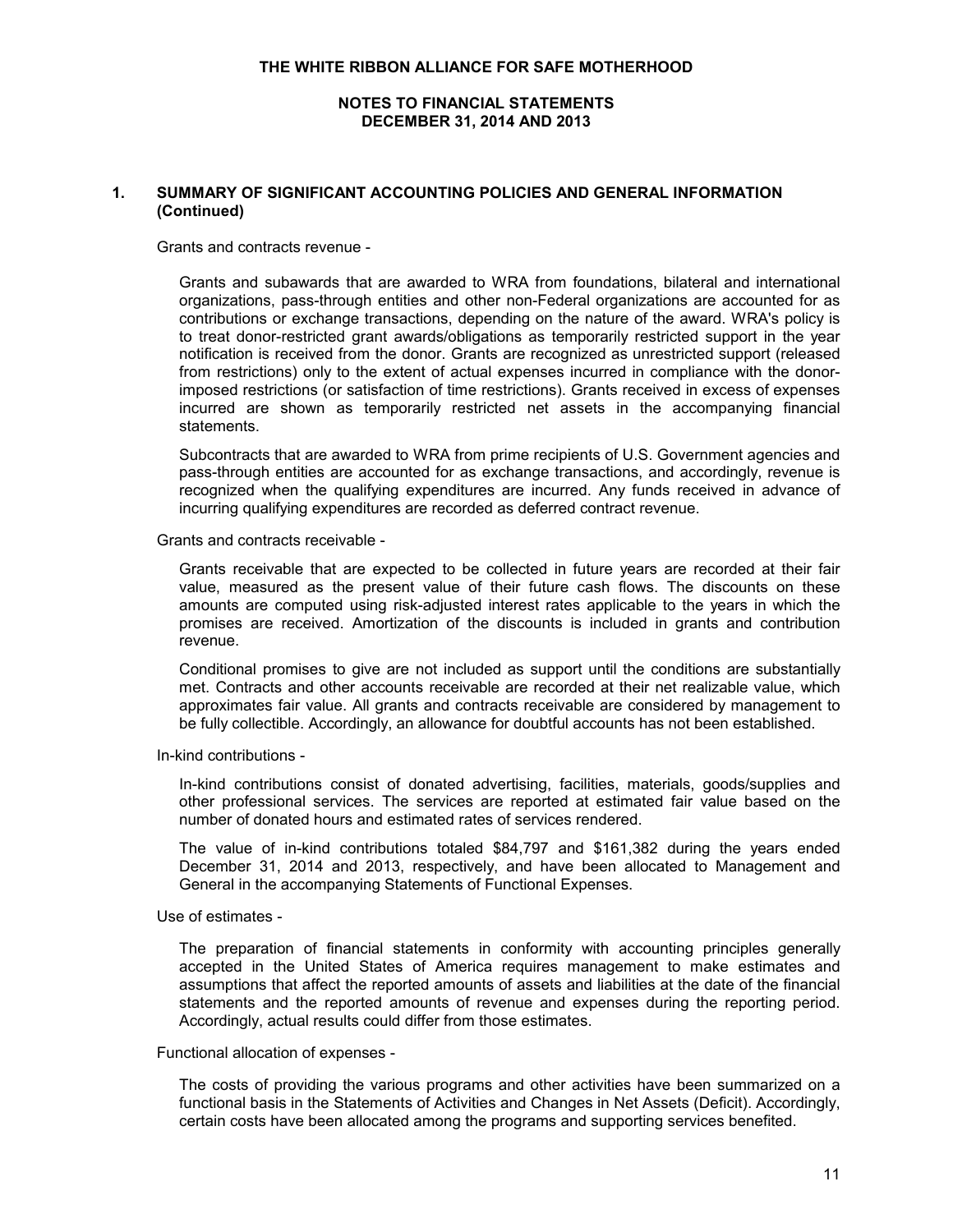# THE WHITE RIBBON ALLIANCE FOR SAFE MOTHERHOOD

## NOTES TO FINANCIAL STATEMENTS
## DECEMBER 31, 2014 AND 2013

### 1. SUMMARY OF SIGNIFICANT ACCOUNTING POLICIES AND GENERAL INFORMATION (Continued)

Grants and contracts revenue -

Grants and subawards that are awarded to WRA from foundations, bilateral and international organizations, pass-through entities and other non-Federal organizations are accounted for as contributions or exchange transactions, depending on the nature of the award. WRA's policy is to treat donor-restricted grant awards/obligations as temporarily restricted support in the year notification is received from the donor. Grants are recognized as unrestricted support (released from restrictions) only to the extent of actual expenses incurred in compliance with the donor-imposed restrictions (or satisfaction of time restrictions). Grants received in excess of expenses incurred are shown as temporarily restricted net assets in the accompanying financial statements.

Subcontracts that are awarded to WRA from prime recipients of U.S. Government agencies and pass-through entities are accounted for as exchange transactions, and accordingly, revenue is recognized when the qualifying expenditures are incurred. Any funds received in advance of incurring qualifying expenditures are recorded as deferred contract revenue.

Grants and contracts receivable -

Grants receivable that are expected to be collected in future years are recorded at their fair value, measured as the present value of their future cash flows. The discounts on these amounts are computed using risk-adjusted interest rates applicable to the years in which the promises are received. Amortization of the discounts is included in grants and contribution revenue.

Conditional promises to give are not included as support until the conditions are substantially met. Contracts and other accounts receivable are recorded at their net realizable value, which approximates fair value. All grants and contracts receivable are considered by management to be fully collectible. Accordingly, an allowance for doubtful accounts has not been established.

In-kind contributions -

In-kind contributions consist of donated advertising, facilities, materials, goods/supplies and other professional services. The services are reported at estimated fair value based on the number of donated hours and estimated rates of services rendered.

The value of in-kind contributions totaled $84,797 and $161,382 during the years ended December 31, 2014 and 2013, respectively, and have been allocated to Management and General in the accompanying Statements of Functional Expenses.

Use of estimates -

The preparation of financial statements in conformity with accounting principles generally accepted in the United States of America requires management to make estimates and assumptions that affect the reported amounts of assets and liabilities at the date of the financial statements and the reported amounts of revenue and expenses during the reporting period. Accordingly, actual results could differ from those estimates.

Functional allocation of expenses -

The costs of providing the various programs and other activities have been summarized on a functional basis in the Statements of Activities and Changes in Net Assets (Deficit). Accordingly, certain costs have been allocated among the programs and supporting services benefited.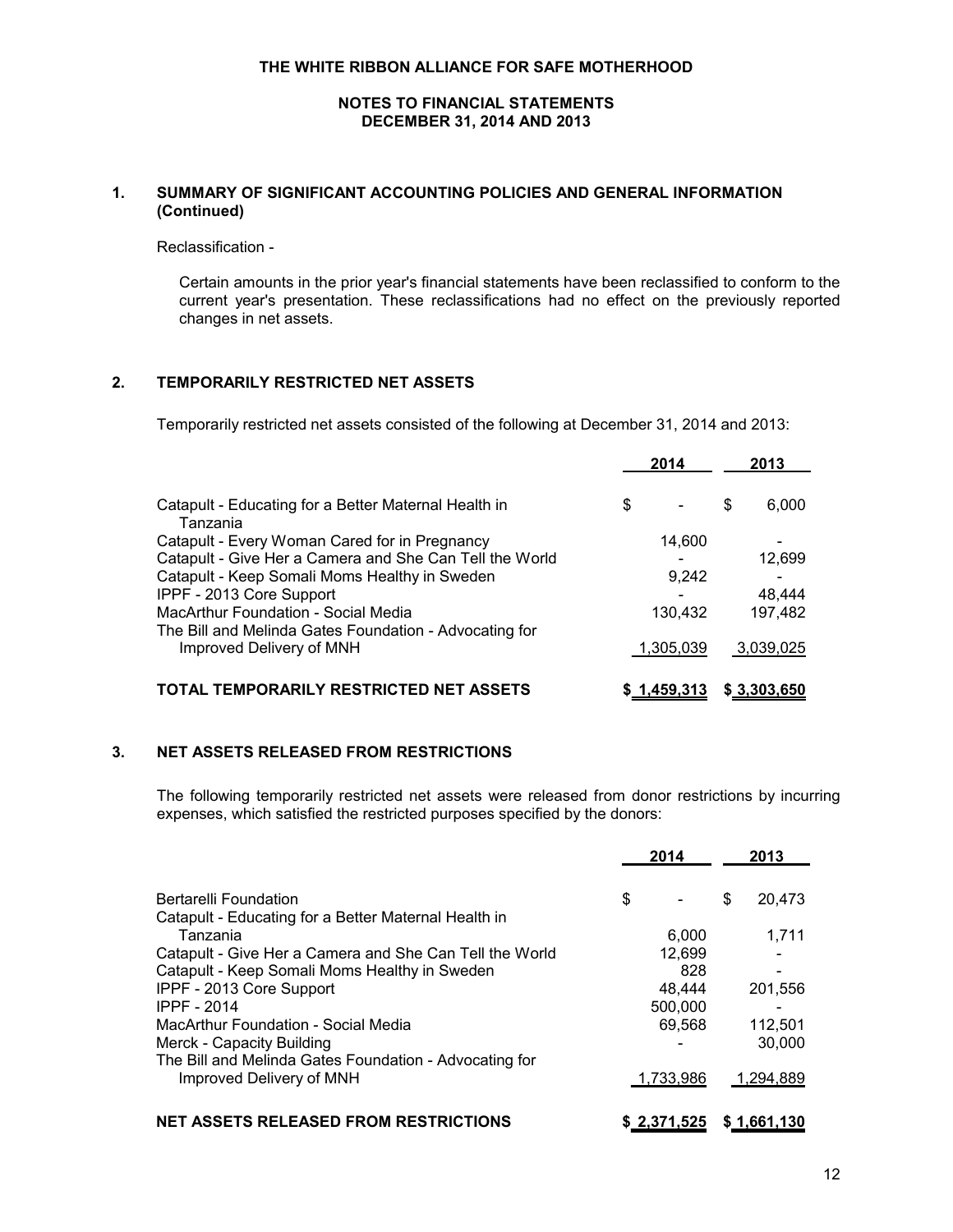# THE WHITE RIBBON ALLIANCE FOR SAFE MOTHERHOOD

## NOTES TO FINANCIAL STATEMENTS
## DECEMBER 31, 2014 AND 2013

### 1. SUMMARY OF SIGNIFICANT ACCOUNTING POLICIES AND GENERAL INFORMATION (Continued)

Reclassification -

Certain amounts in the prior year's financial statements have been reclassified to conform to the current year's presentation. These reclassifications had no effect on the previously reported changes in net assets.

### 2. TEMPORARILY RESTRICTED NET ASSETS

Temporarily restricted net assets consisted of the following at December 31, 2014 and 2013:

| | 2014 | 2013 |
|---|---|---|
| Catapult - Educating for a Better Maternal Health in Tanzania | $ - | $ 6,000 |
| Catapult - Every Woman Cared for in Pregnancy | 14,600 | - |
| Catapult - Give Her a Camera and She Can Tell the World | - | 12,699 |
| Catapult - Keep Somali Moms Healthy in Sweden | 9,242 | - |
| IPPF - 2013 Core Support | - | 48,444 |
| MacArthur Foundation - Social Media | 130,432 | 197,482 |
| The Bill and Melinda Gates Foundation - Advocating for Improved Delivery of MNH | 1,305,039 | 3,039,025 |
| **TOTAL TEMPORARILY RESTRICTED NET ASSETS** | **$ 1,459,313** | **$ 3,303,650** |

### 3. NET ASSETS RELEASED FROM RESTRICTIONS

The following temporarily restricted net assets were released from donor restrictions by incurring expenses, which satisfied the restricted purposes specified by the donors:

| | 2014 | 2013 |
|---|---|---|
| Bertarelli Foundation | $ - | $ 20,473 |
| Catapult - Educating for a Better Maternal Health in Tanzania | 6,000 | 1,711 |
| Catapult - Give Her a Camera and She Can Tell the World | 12,699 | - |
| Catapult - Keep Somali Moms Healthy in Sweden | 828 | - |
| IPPF - 2013 Core Support | 48,444 | 201,556 |
| IPPF - 2014 | 500,000 | - |
| MacArthur Foundation - Social Media | 69,568 | 112,501 |
| Merck - Capacity Building | - | 30,000 |
| The Bill and Melinda Gates Foundation - Advocating for Improved Delivery of MNH | 1,733,986 | 1,294,889 |
| **NET ASSETS RELEASED FROM RESTRICTIONS** | **$ 2,371,525** | **$ 1,661,130** |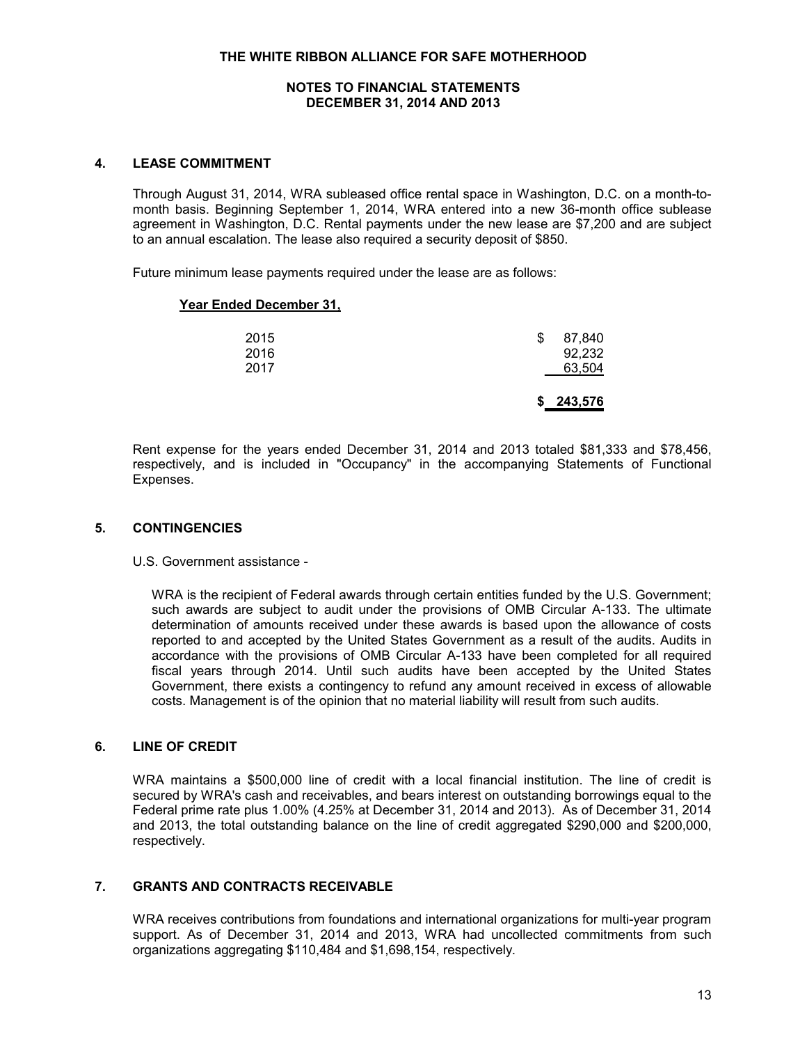# THE WHITE RIBBON ALLIANCE FOR SAFE MOTHERHOOD

## NOTES TO FINANCIAL STATEMENTS
## DECEMBER 31, 2014 AND 2013

### 4. LEASE COMMITMENT

Through August 31, 2014, WRA subleased office rental space in Washington, D.C. on a month-to-month basis. Beginning September 1, 2014, WRA entered into a new 36-month office sublease agreement in Washington, D.C. Rental payments under the new lease are $7,200 and are subject to an annual escalation. The lease also required a security deposit of $850.

Future minimum lease payments required under the lease are as follows:

| Year Ended December 31, | |
|---|---|
| 2015 | $ 87,840 |
| 2016 | 92,232 |
| 2017 | 63,504 |
| | **$ 243,576** |

Rent expense for the years ended December 31, 2014 and 2013 totaled $81,333 and $78,456, respectively, and is included in "Occupancy" in the accompanying Statements of Functional Expenses.

### 5. CONTINGENCIES

U.S. Government assistance -

WRA is the recipient of Federal awards through certain entities funded by the U.S. Government; such awards are subject to audit under the provisions of OMB Circular A-133. The ultimate determination of amounts received under these awards is based upon the allowance of costs reported to and accepted by the United States Government as a result of the audits. Audits in accordance with the provisions of OMB Circular A-133 have been completed for all required fiscal years through 2014. Until such audits have been accepted by the United States Government, there exists a contingency to refund any amount received in excess of allowable costs. Management is of the opinion that no material liability will result from such audits.

### 6. LINE OF CREDIT

WRA maintains a $500,000 line of credit with a local financial institution. The line of credit is secured by WRA's cash and receivables, and bears interest on outstanding borrowings equal to the Federal prime rate plus 1.00% (4.25% at December 31, 2014 and 2013). As of December 31, 2014 and 2013, the total outstanding balance on the line of credit aggregated $290,000 and $200,000, respectively.

### 7. GRANTS AND CONTRACTS RECEIVABLE

WRA receives contributions from foundations and international organizations for multi-year program support. As of December 31, 2014 and 2013, WRA had uncollected commitments from such organizations aggregating $110,484 and $1,698,154, respectively.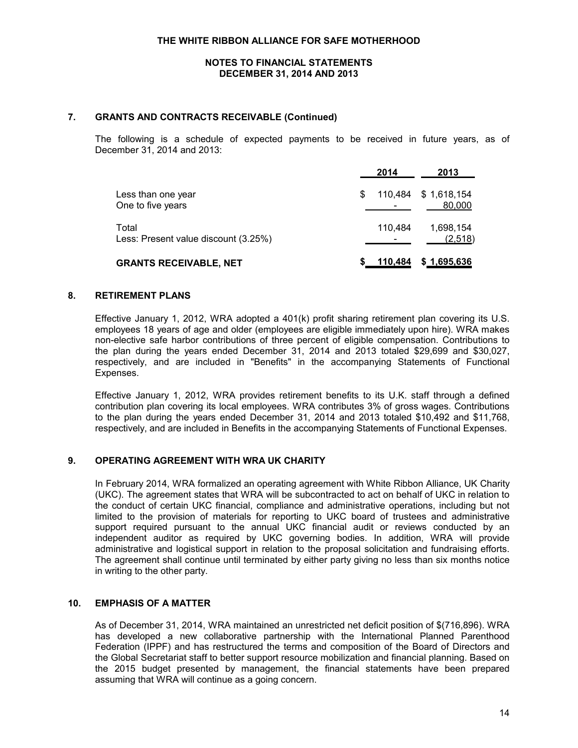THE WHITE RIBBON ALLIANCE FOR SAFE MOTHERHOOD

NOTES TO FINANCIAL STATEMENTS
DECEMBER 31, 2014 AND 2013

## 7. GRANTS AND CONTRACTS RECEIVABLE (Continued)

The following is a schedule of expected payments to be received in future years, as of December 31, 2014 and 2013:

| | 2014 | 2013 |
|---|---|---|
| Less than one year | $ 110,484 | $ 1,618,154 |
| One to five years | - | 80,000 |
| Total | 110,484 | 1,698,154 |
| Less: Present value discount (3.25%) | - | (2,518) |
| **GRANTS RECEIVABLE, NET** | **$ 110,484** | **$ 1,695,636** |

## 8. RETIREMENT PLANS

Effective January 1, 2012, WRA adopted a 401(k) profit sharing retirement plan covering its U.S. employees 18 years of age and older (employees are eligible immediately upon hire). WRA makes non-elective safe harbor contributions of three percent of eligible compensation. Contributions to the plan during the years ended December 31, 2014 and 2013 totaled $29,699 and $30,027, respectively, and are included in "Benefits" in the accompanying Statements of Functional Expenses.

Effective January 1, 2012, WRA provides retirement benefits to its U.K. staff through a defined contribution plan covering its local employees. WRA contributes 3% of gross wages. Contributions to the plan during the years ended December 31, 2014 and 2013 totaled $10,492 and $11,768, respectively, and are included in Benefits in the accompanying Statements of Functional Expenses.

## 9. OPERATING AGREEMENT WITH WRA UK CHARITY

In February 2014, WRA formalized an operating agreement with White Ribbon Alliance, UK Charity (UKC). The agreement states that WRA will be subcontracted to act on behalf of UKC in relation to the conduct of certain UKC financial, compliance and administrative operations, including but not limited to the provision of materials for reporting to UKC board of trustees and administrative support required pursuant to the annual UKC financial audit or reviews conducted by an independent auditor as required by UKC governing bodies. In addition, WRA will provide administrative and logistical support in relation to the proposal solicitation and fundraising efforts. The agreement shall continue until terminated by either party giving no less than six months notice in writing to the other party.

## 10. EMPHASIS OF A MATTER

As of December 31, 2014, WRA maintained an unrestricted net deficit position of $(716,896). WRA has developed a new collaborative partnership with the International Planned Parenthood Federation (IPPF) and has restructured the terms and composition of the Board of Directors and the Global Secretariat staff to better support resource mobilization and financial planning. Based on the 2015 budget presented by management, the financial statements have been prepared assuming that WRA will continue as a going concern.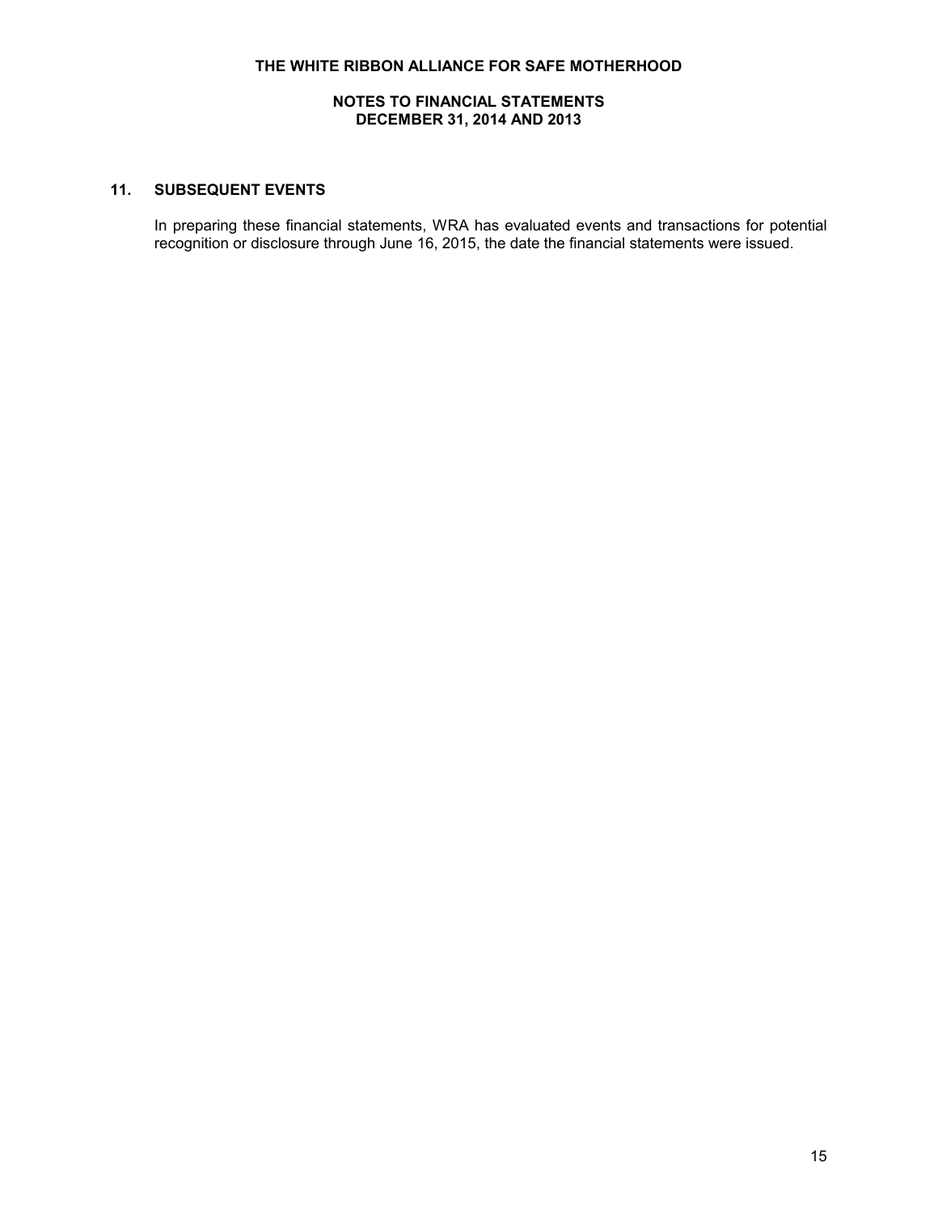## 11. SUBSEQUENT EVENTS

In preparing these financial statements, WRA has evaluated events and transactions for potential recognition or disclosure through June 16, 2015, the date the financial statements were issued.